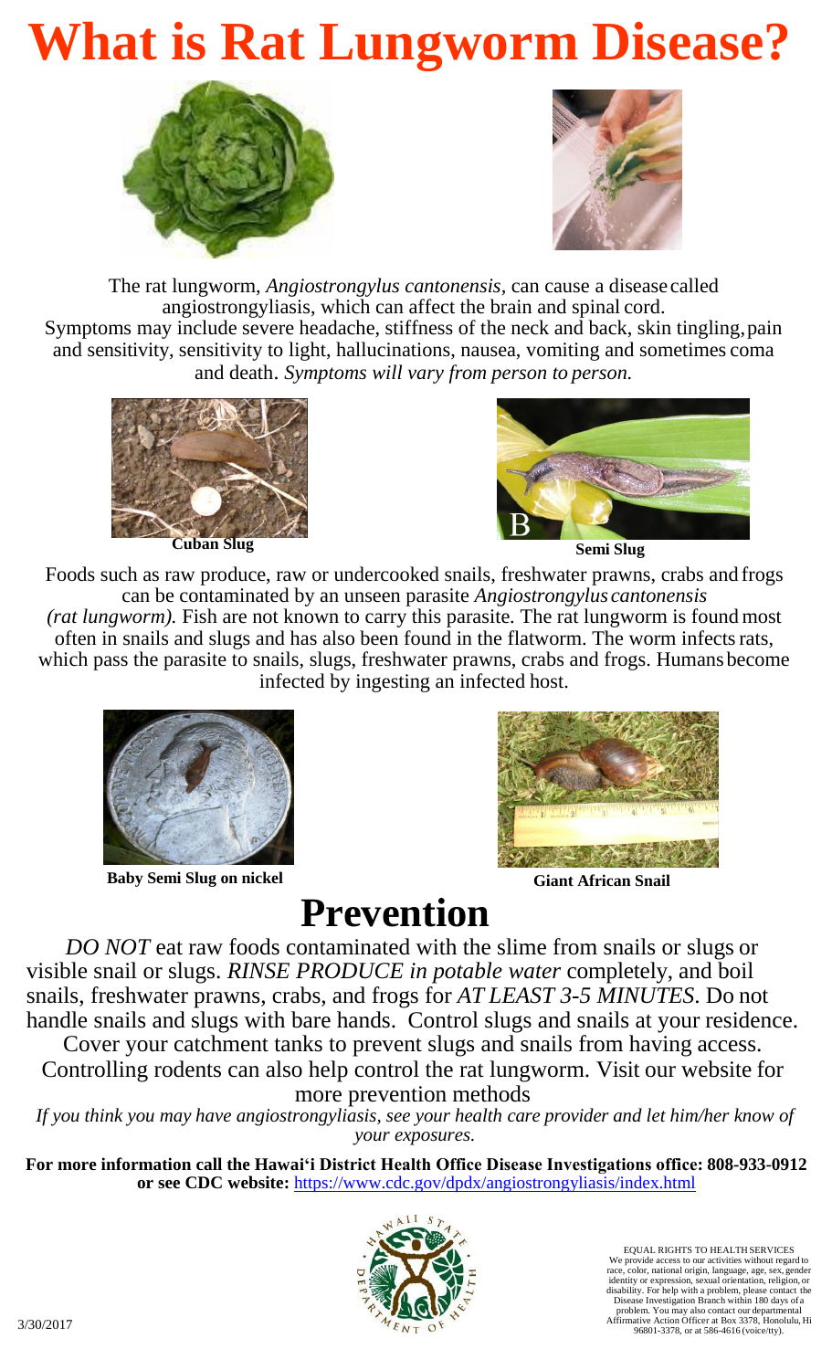# What is Rat Lungworm Disease?

The rat lungworm, *Angiostrongylus cantonensis*, can cause a disease called angiostrongyliasis, which can affect the brain and spinal cord. Symptoms may include severe headache, stiffness of the neck and back, skin tingling, pain and sensitivity, sensitivity to light, hallucinations, nausea, vomiting and sometimes coma and death. *Symptoms will vary from person to person.*

**Cuban Slug**

B

**Semi Slug**

Foods such as raw produce, raw or undercooked snails, freshwater prawns, crabs and frogs can be contaminated by an unseen parasite *Angiostrongylus cantonensis (rat lungworm).* Fish are not known to carry this parasite. The rat lungworm is found most often in snails and slugs and has also been found in the flatworm. The worm infects rats, which pass the parasite to snails, slugs, freshwater prawns, crabs and frogs. Humans become infected by ingesting an infected host.

**Baby Semi Slug on nickel**

**Giant African Snail**

# Prevention

*DO NOT* eat raw foods contaminated with the slime from snails or slugs or visible snail or slugs. *RINSE PRODUCE in potable water* completely, and boil snails, freshwater prawns, crabs, and frogs for *AT LEAST 3-5 MINUTES*. Do not handle snails and slugs with bare hands. Control slugs and snails at your residence. Cover your catchment tanks to prevent slugs and snails from having access. Controlling rodents can also help control the rat lungworm. Visit our website for more prevention methods

*If you think you may have angiostrongyliasis, see your health care provider and let him/her know of your exposures.*

**For more information call the Hawai'i District Health Office Disease Investigations office: 808-933-0912 or see CDC website:** https://www.cdc.gov/dpdx/angiostrongyliasis/index.html

EQUAL RIGHTS TO HEALTH SERVICES
We provide access to our activities without regard to race, color, national origin, language, age, sex, gender identity or expression, sexual orientation, religion, or disability. For help with a problem, please contact the Disease Investigation Branch within 180 days of a problem. You may also contact our departmental Affirmative Action Officer at Box 3378, Honolulu, Hi 96801-3378, or at 586-4616 (voice/tty).

3/30/2017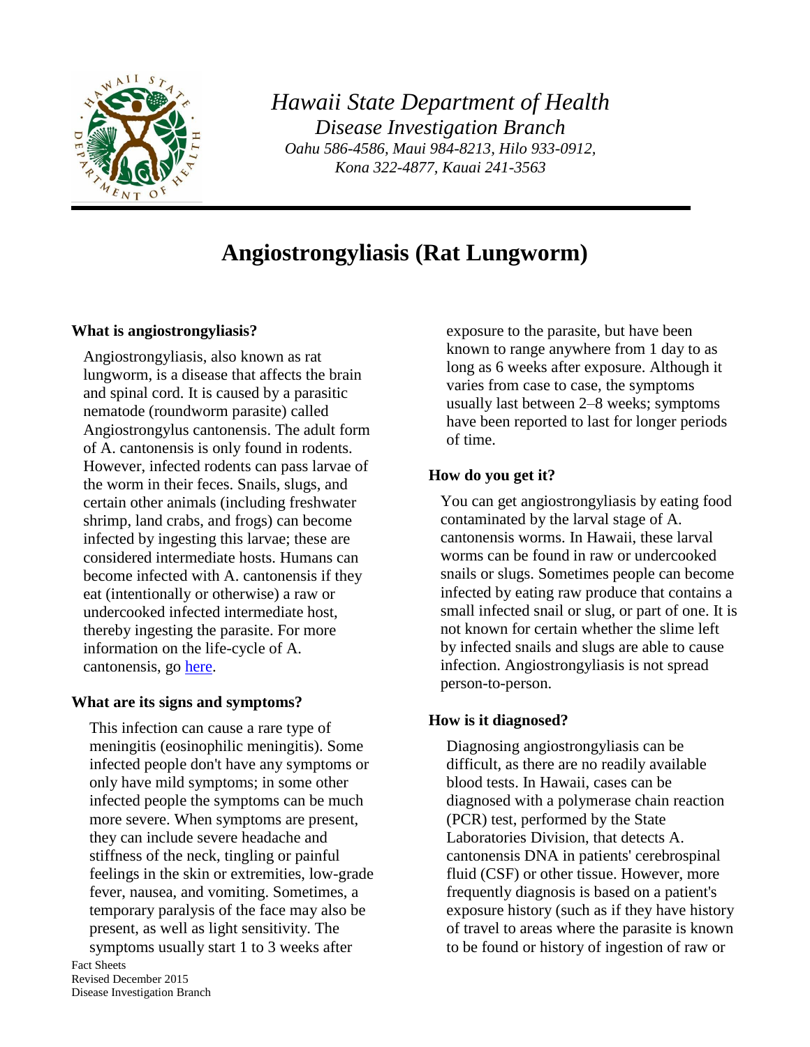*Hawaii State Department of Health*
*Disease Investigation Branch*
*Oahu 586-4586, Maui 984-8213, Hilo 933-0912, Kona 322-4877, Kauai 241-3563*

# Angiostrongyliasis (Rat Lungworm)

### What is angiostrongyliasis?

Angiostrongyliasis, also known as rat lungworm, is a disease that affects the brain and spinal cord. It is caused by a parasitic nematode (roundworm parasite) called Angiostrongylus cantonensis. The adult form of A. cantonensis is only found in rodents. However, infected rodents can pass larvae of the worm in their feces. Snails, slugs, and certain other animals (including freshwater shrimp, land crabs, and frogs) can become infected by ingesting this larvae; these are considered intermediate hosts. Humans can become infected with A. cantonensis if they eat (intentionally or otherwise) a raw or undercooked infected intermediate host, thereby ingesting the parasite. For more information on the life-cycle of A. cantonensis, go [here](here).

### What are its signs and symptoms?

This infection can cause a rare type of meningitis (eosinophilic meningitis). Some infected people don't have any symptoms or only have mild symptoms; in some other infected people the symptoms can be much more severe. When symptoms are present, they can include severe headache and stiffness of the neck, tingling or painful feelings in the skin or extremities, low-grade fever, nausea, and vomiting. Sometimes, a temporary paralysis of the face may also be present, as well as light sensitivity. The symptoms usually start 1 to 3 weeks after exposure to the parasite, but have been known to range anywhere from 1 day to as long as 6 weeks after exposure. Although it varies from case to case, the symptoms usually last between 2–8 weeks; symptoms have been reported to last for longer periods of time.

### How do you get it?

You can get angiostrongyliasis by eating food contaminated by the larval stage of A. cantonensis worms. In Hawaii, these larval worms can be found in raw or undercooked snails or slugs. Sometimes people can become infected by eating raw produce that contains a small infected snail or slug, or part of one. It is not known for certain whether the slime left by infected snails and slugs are able to cause infection. Angiostrongyliasis is not spread person-to-person.

### How is it diagnosed?

Diagnosing angiostrongyliasis can be difficult, as there are no readily available blood tests. In Hawaii, cases can be diagnosed with a polymerase chain reaction (PCR) test, performed by the State Laboratories Division, that detects A. cantonensis DNA in patients' cerebrospinal fluid (CSF) or other tissue. However, more frequently diagnosis is based on a patient's exposure history (such as if they have history of travel to areas where the parasite is known to be found or history of ingestion of raw or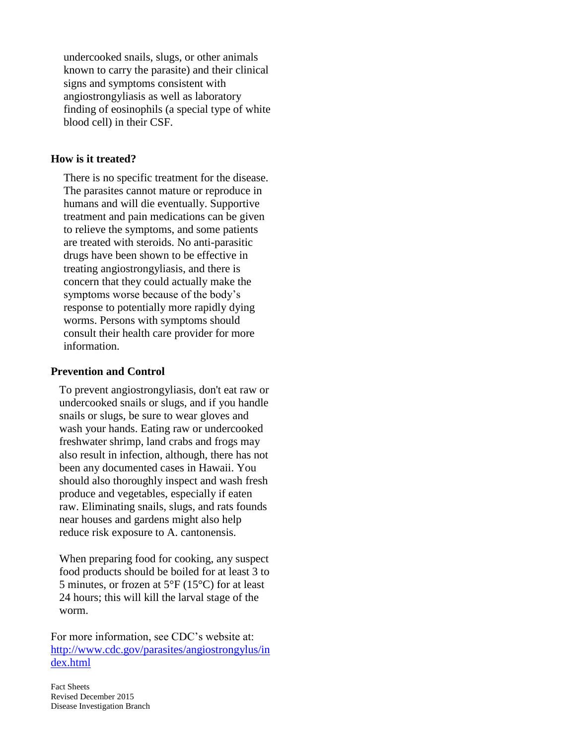undercooked snails, slugs, or other animals known to carry the parasite) and their clinical signs and symptoms consistent with angiostrongyliasis as well as laboratory finding of eosinophils (a special type of white blood cell) in their CSF.

### How is it treated?

There is no specific treatment for the disease. The parasites cannot mature or reproduce in humans and will die eventually. Supportive treatment and pain medications can be given to relieve the symptoms, and some patients are treated with steroids. No anti-parasitic drugs have been shown to be effective in treating angiostrongyliasis, and there is concern that they could actually make the symptoms worse because of the body's response to potentially more rapidly dying worms. Persons with symptoms should consult their health care provider for more information.

### Prevention and Control

To prevent angiostrongyliasis, don't eat raw or undercooked snails or slugs, and if you handle snails or slugs, be sure to wear gloves and wash your hands. Eating raw or undercooked freshwater shrimp, land crabs and frogs may also result in infection, although, there has not been any documented cases in Hawaii. You should also thoroughly inspect and wash fresh produce and vegetables, especially if eaten raw. Eliminating snails, slugs, and rats founds near houses and gardens might also help reduce risk exposure to A. cantonensis.

When preparing food for cooking, any suspect food products should be boiled for at least 3 to 5 minutes, or frozen at 5°F (15°C) for at least 24 hours; this will kill the larval stage of the worm.

For more information, see CDC's website at: [http://www.cdc.gov/parasites/angiostrongylus/index.html](http://www.cdc.gov/parasites/angiostrongylus/index.html)

Fact Sheets
Revised December 2015
Disease Investigation Branch